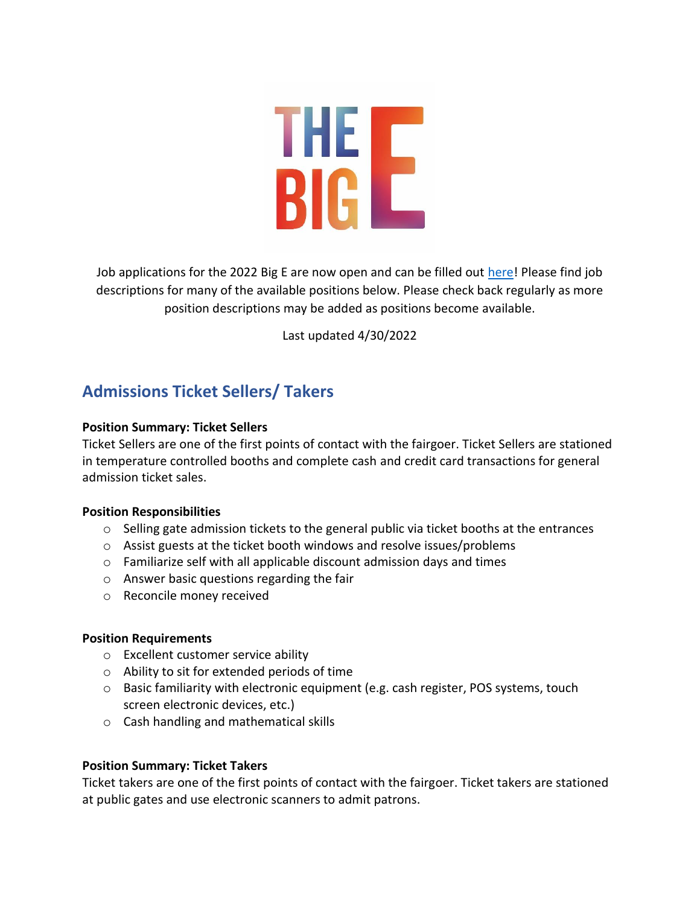THE BIG E

Job applications for the 2022 Big E are now open and can be filled out here! Please find job descriptions for many of the available positions below. Please check back regularly as more position descriptions may be added as positions become available.

Last updated 4/30/2022

## Admissions Ticket Sellers/ Takers

**Position Summary: Ticket Sellers**

Ticket Sellers are one of the first points of contact with the fairgoer. Ticket Sellers are stationed in temperature controlled booths and complete cash and credit card transactions for general admission ticket sales.

**Position Responsibilities**

- Selling gate admission tickets to the general public via ticket booths at the entrances
- Assist guests at the ticket booth windows and resolve issues/problems
- Familiarize self with all applicable discount admission days and times
- Answer basic questions regarding the fair
- Reconcile money received

**Position Requirements**

- Excellent customer service ability
- Ability to sit for extended periods of time
- Basic familiarity with electronic equipment (e.g. cash register, POS systems, touch screen electronic devices, etc.)
- Cash handling and mathematical skills

**Position Summary: Ticket Takers**

Ticket takers are one of the first points of contact with the fairgoer. Ticket takers are stationed at public gates and use electronic scanners to admit patrons.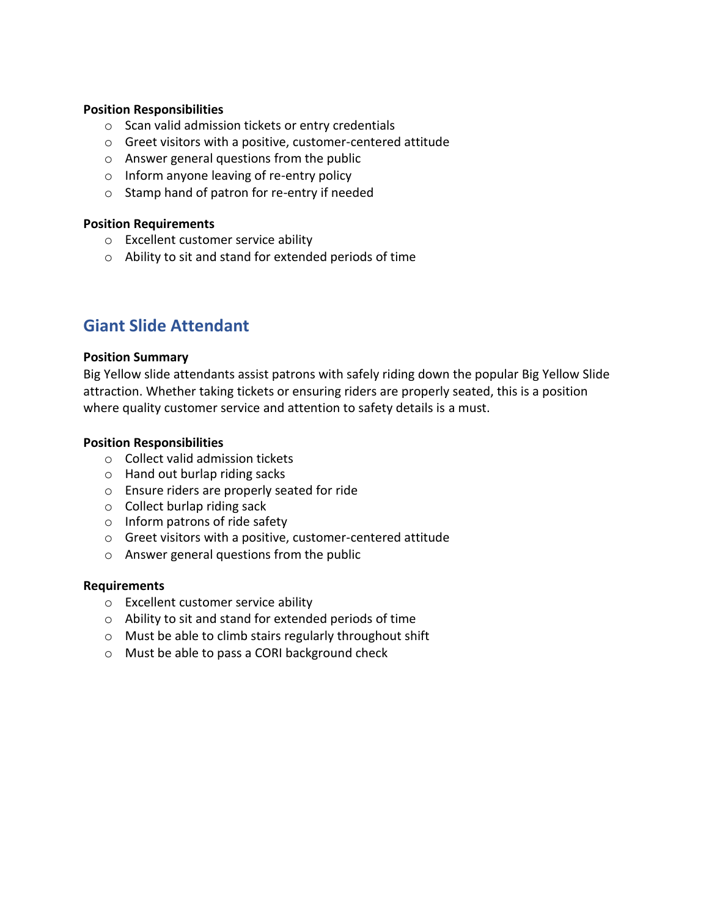**Position Responsibilities**

- Scan valid admission tickets or entry credentials
- Greet visitors with a positive, customer-centered attitude
- Answer general questions from the public
- Inform anyone leaving of re-entry policy
- Stamp hand of patron for re-entry if needed

**Position Requirements**

- Excellent customer service ability
- Ability to sit and stand for extended periods of time

## Giant Slide Attendant

**Position Summary**

Big Yellow slide attendants assist patrons with safely riding down the popular Big Yellow Slide attraction. Whether taking tickets or ensuring riders are properly seated, this is a position where quality customer service and attention to safety details is a must.

**Position Responsibilities**

- Collect valid admission tickets
- Hand out burlap riding sacks
- Ensure riders are properly seated for ride
- Collect burlap riding sack
- Inform patrons of ride safety
- Greet visitors with a positive, customer-centered attitude
- Answer general questions from the public

**Requirements**

- Excellent customer service ability
- Ability to sit and stand for extended periods of time
- Must be able to climb stairs regularly throughout shift
- Must be able to pass a CORI background check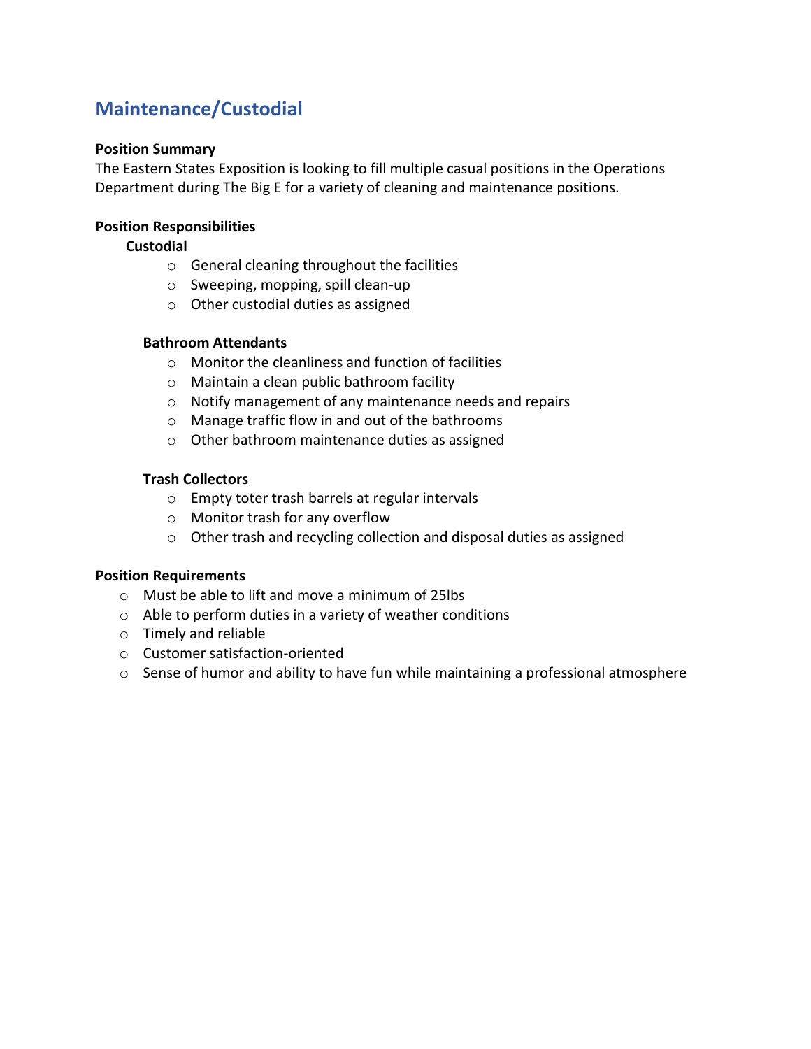## Maintenance/Custodial

**Position Summary**

The Eastern States Exposition is looking to fill multiple casual positions in the Operations Department during The Big E for a variety of cleaning and maintenance positions.

**Position Responsibilities**

**Custodial**

- General cleaning throughout the facilities
- Sweeping, mopping, spill clean-up
- Other custodial duties as assigned

**Bathroom Attendants**

- Monitor the cleanliness and function of facilities
- Maintain a clean public bathroom facility
- Notify management of any maintenance needs and repairs
- Manage traffic flow in and out of the bathrooms
- Other bathroom maintenance duties as assigned

**Trash Collectors**

- Empty toter trash barrels at regular intervals
- Monitor trash for any overflow
- Other trash and recycling collection and disposal duties as assigned

**Position Requirements**

- Must be able to lift and move a minimum of 25lbs
- Able to perform duties in a variety of weather conditions
- Timely and reliable
- Customer satisfaction-oriented
- Sense of humor and ability to have fun while maintaining a professional atmosphere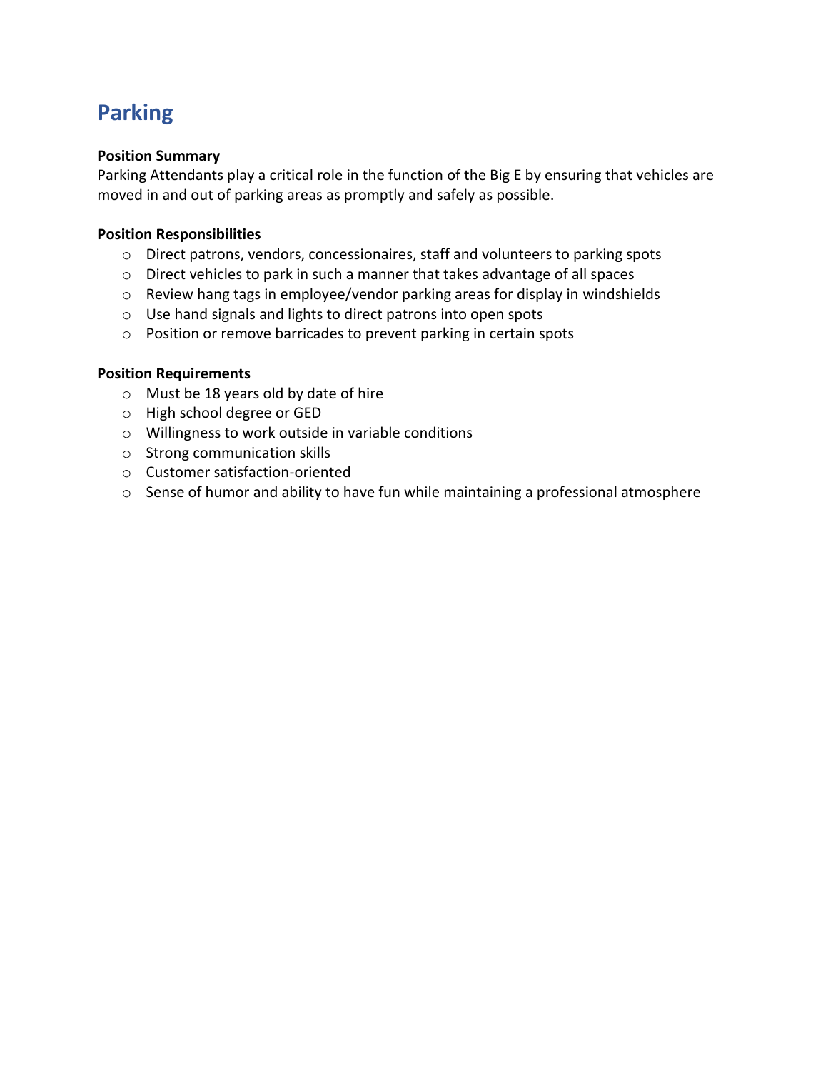# Parking

**Position Summary**
Parking Attendants play a critical role in the function of the Big E by ensuring that vehicles are moved in and out of parking areas as promptly and safely as possible.

**Position Responsibilities**

- Direct patrons, vendors, concessionaires, staff and volunteers to parking spots
- Direct vehicles to park in such a manner that takes advantage of all spaces
- Review hang tags in employee/vendor parking areas for display in windshields
- Use hand signals and lights to direct patrons into open spots
- Position or remove barricades to prevent parking in certain spots

**Position Requirements**

- Must be 18 years old by date of hire
- High school degree or GED
- Willingness to work outside in variable conditions
- Strong communication skills
- Customer satisfaction-oriented
- Sense of humor and ability to have fun while maintaining a professional atmosphere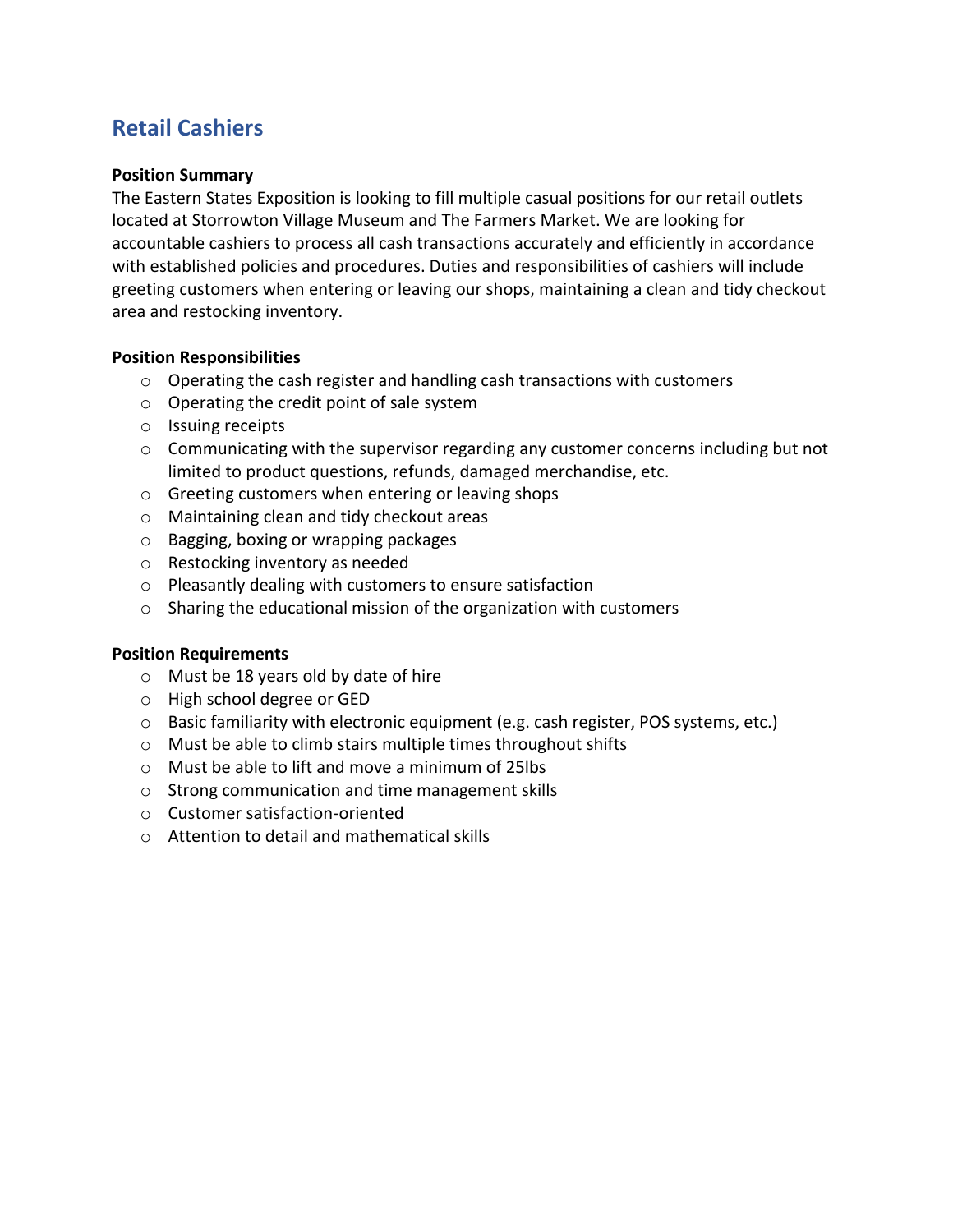## Retail Cashiers

**Position Summary**

The Eastern States Exposition is looking to fill multiple casual positions for our retail outlets located at Storrowton Village Museum and The Farmers Market. We are looking for accountable cashiers to process all cash transactions accurately and efficiently in accordance with established policies and procedures. Duties and responsibilities of cashiers will include greeting customers when entering or leaving our shops, maintaining a clean and tidy checkout area and restocking inventory.

**Position Responsibilities**

- Operating the cash register and handling cash transactions with customers
- Operating the credit point of sale system
- Issuing receipts
- Communicating with the supervisor regarding any customer concerns including but not limited to product questions, refunds, damaged merchandise, etc.
- Greeting customers when entering or leaving shops
- Maintaining clean and tidy checkout areas
- Bagging, boxing or wrapping packages
- Restocking inventory as needed
- Pleasantly dealing with customers to ensure satisfaction
- Sharing the educational mission of the organization with customers

**Position Requirements**

- Must be 18 years old by date of hire
- High school degree or GED
- Basic familiarity with electronic equipment (e.g. cash register, POS systems, etc.)
- Must be able to climb stairs multiple times throughout shifts
- Must be able to lift and move a minimum of 25lbs
- Strong communication and time management skills
- Customer satisfaction-oriented
- Attention to detail and mathematical skills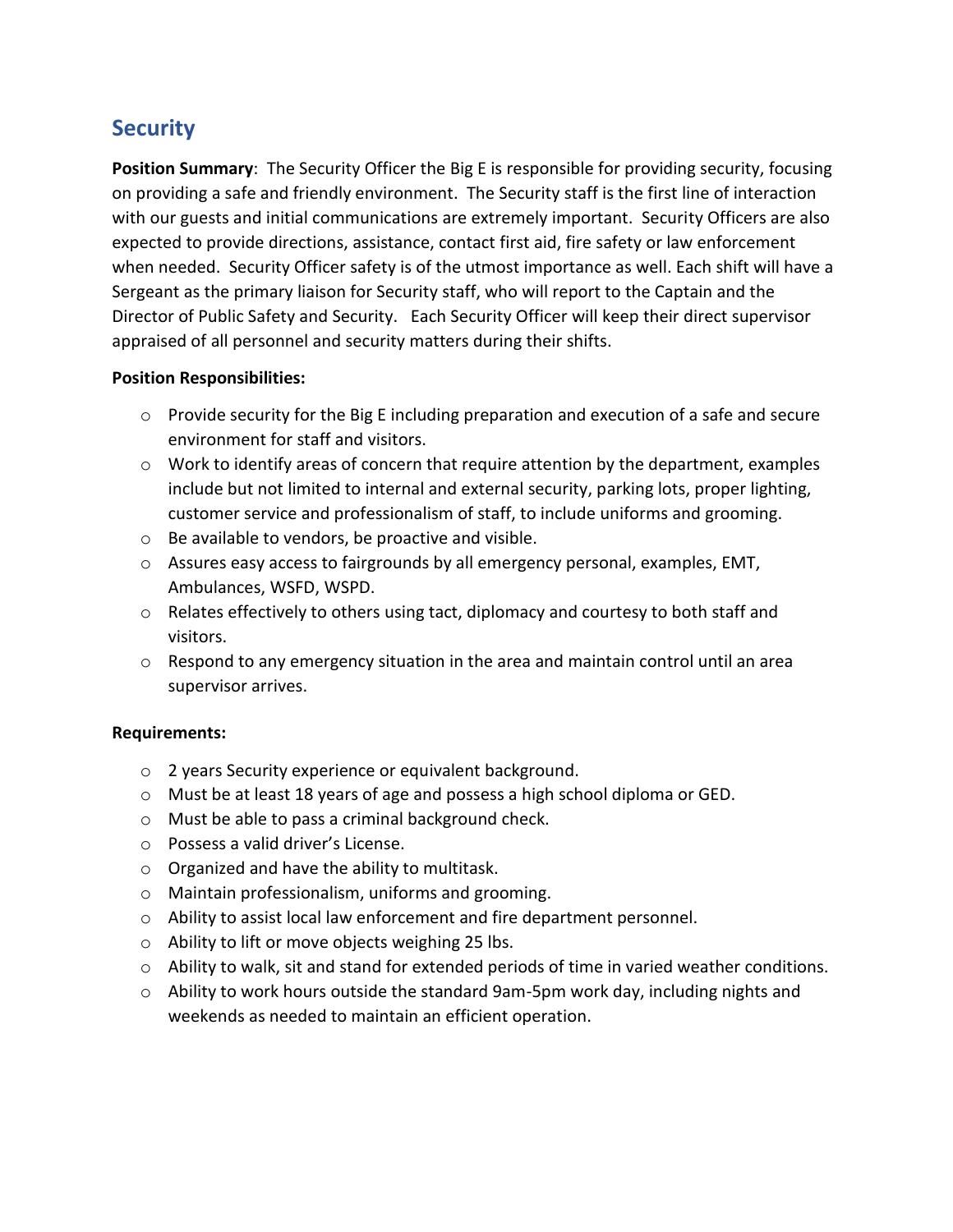## Security

**Position Summary**: The Security Officer the Big E is responsible for providing security, focusing on providing a safe and friendly environment. The Security staff is the first line of interaction with our guests and initial communications are extremely important. Security Officers are also expected to provide directions, assistance, contact first aid, fire safety or law enforcement when needed. Security Officer safety is of the utmost importance as well. Each shift will have a Sergeant as the primary liaison for Security staff, who will report to the Captain and the Director of Public Safety and Security. Each Security Officer will keep their direct supervisor appraised of all personnel and security matters during their shifts.

**Position Responsibilities:**

- Provide security for the Big E including preparation and execution of a safe and secure environment for staff and visitors.
- Work to identify areas of concern that require attention by the department, examples include but not limited to internal and external security, parking lots, proper lighting, customer service and professionalism of staff, to include uniforms and grooming.
- Be available to vendors, be proactive and visible.
- Assures easy access to fairgrounds by all emergency personal, examples, EMT, Ambulances, WSFD, WSPD.
- Relates effectively to others using tact, diplomacy and courtesy to both staff and visitors.
- Respond to any emergency situation in the area and maintain control until an area supervisor arrives.

**Requirements:**

- 2 years Security experience or equivalent background.
- Must be at least 18 years of age and possess a high school diploma or GED.
- Must be able to pass a criminal background check.
- Possess a valid driver's License.
- Organized and have the ability to multitask.
- Maintain professionalism, uniforms and grooming.
- Ability to assist local law enforcement and fire department personnel.
- Ability to lift or move objects weighing 25 lbs.
- Ability to walk, sit and stand for extended periods of time in varied weather conditions.
- Ability to work hours outside the standard 9am-5pm work day, including nights and weekends as needed to maintain an efficient operation.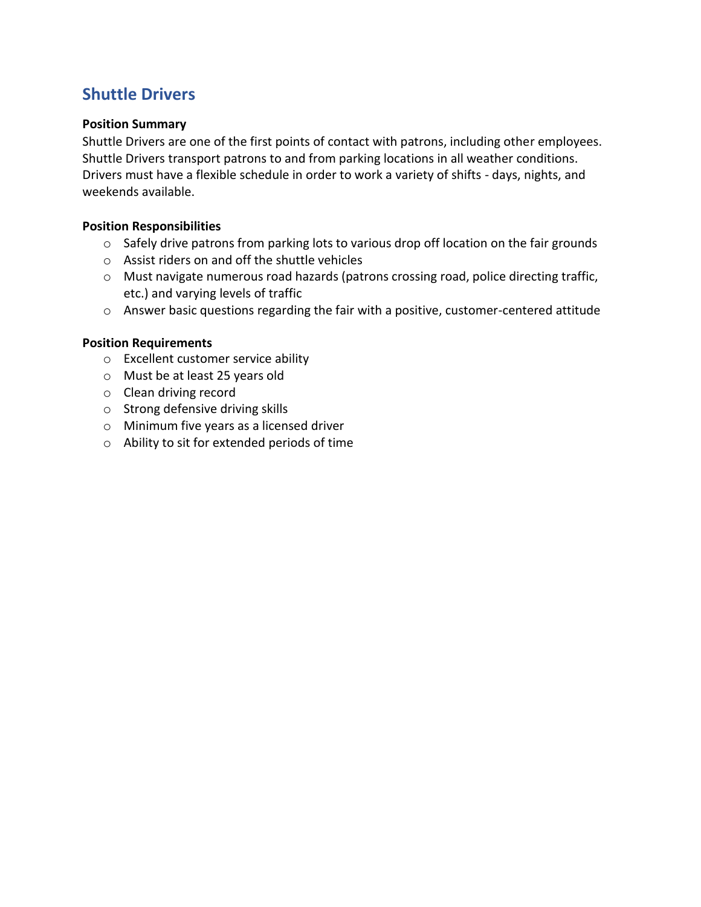## Shuttle Drivers

**Position Summary**

Shuttle Drivers are one of the first points of contact with patrons, including other employees. Shuttle Drivers transport patrons to and from parking locations in all weather conditions. Drivers must have a flexible schedule in order to work a variety of shifts - days, nights, and weekends available.

**Position Responsibilities**

- Safely drive patrons from parking lots to various drop off location on the fair grounds
- Assist riders on and off the shuttle vehicles
- Must navigate numerous road hazards (patrons crossing road, police directing traffic, etc.) and varying levels of traffic
- Answer basic questions regarding the fair with a positive, customer-centered attitude

**Position Requirements**

- Excellent customer service ability
- Must be at least 25 years old
- Clean driving record
- Strong defensive driving skills
- Minimum five years as a licensed driver
- Ability to sit for extended periods of time